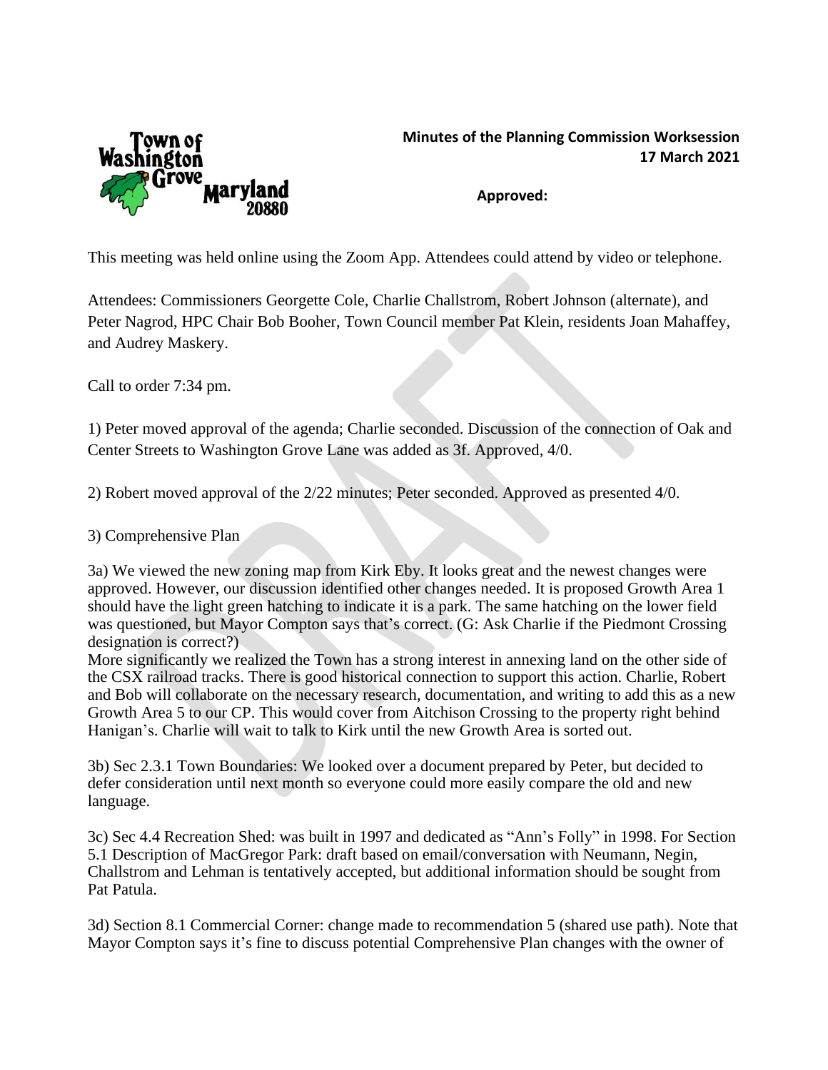**Minutes of the Planning Commission Worksession**
**17 March 2021**

**Approved:**

This meeting was held online using the Zoom App. Attendees could attend by video or telephone.

Attendees: Commissioners Georgette Cole, Charlie Challstrom, Robert Johnson (alternate), and Peter Nagrod, HPC Chair Bob Booher, Town Council member Pat Klein, residents Joan Mahaffey, and Audrey Maskery.

Call to order 7:34 pm.

1) Peter moved approval of the agenda; Charlie seconded. Discussion of the connection of Oak and Center Streets to Washington Grove Lane was added as 3f. Approved, 4/0.

2) Robert moved approval of the 2/22 minutes; Peter seconded. Approved as presented 4/0.

3) Comprehensive Plan

3a) We viewed the new zoning map from Kirk Eby. It looks great and the newest changes were approved. However, our discussion identified other changes needed. It is proposed Growth Area 1 should have the light green hatching to indicate it is a park. The same hatching on the lower field was questioned, but Mayor Compton says that's correct. (G: Ask Charlie if the Piedmont Crossing designation is correct?)
More significantly we realized the Town has a strong interest in annexing land on the other side of the CSX railroad tracks. There is good historical connection to support this action. Charlie, Robert and Bob will collaborate on the necessary research, documentation, and writing to add this as a new Growth Area 5 to our CP. This would cover from Aitchison Crossing to the property right behind Hanigan's. Charlie will wait to talk to Kirk until the new Growth Area is sorted out.

3b) Sec 2.3.1 Town Boundaries: We looked over a document prepared by Peter, but decided to defer consideration until next month so everyone could more easily compare the old and new language.

3c) Sec 4.4 Recreation Shed: was built in 1997 and dedicated as "Ann's Folly" in 1998. For Section 5.1 Description of MacGregor Park: draft based on email/conversation with Neumann, Negin, Challstrom and Lehman is tentatively accepted, but additional information should be sought from Pat Patula.

3d) Section 8.1 Commercial Corner: change made to recommendation 5 (shared use path). Note that Mayor Compton says it's fine to discuss potential Comprehensive Plan changes with the owner of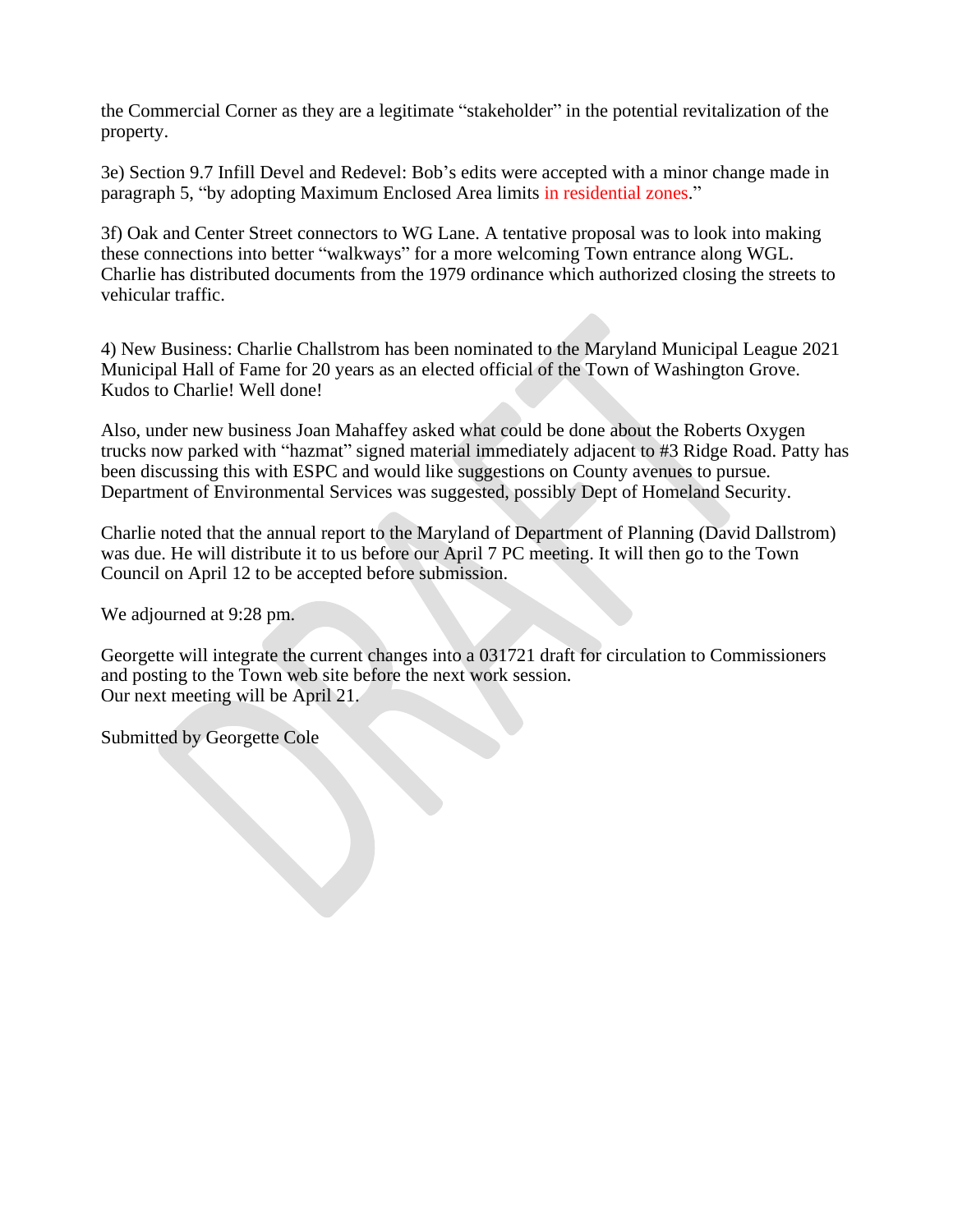the Commercial Corner as they are a legitimate "stakeholder" in the potential revitalization of the property.

3e) Section 9.7 Infill Devel and Redevel: Bob's edits were accepted with a minor change made in paragraph 5, "by adopting Maximum Enclosed Area limits in residential zones."

3f) Oak and Center Street connectors to WG Lane. A tentative proposal was to look into making these connections into better "walkways" for a more welcoming Town entrance along WGL. Charlie has distributed documents from the 1979 ordinance which authorized closing the streets to vehicular traffic.

4) New Business: Charlie Challstrom has been nominated to the Maryland Municipal League 2021 Municipal Hall of Fame for 20 years as an elected official of the Town of Washington Grove. Kudos to Charlie! Well done!

Also, under new business Joan Mahaffey asked what could be done about the Roberts Oxygen trucks now parked with "hazmat" signed material immediately adjacent to #3 Ridge Road. Patty has been discussing this with ESPC and would like suggestions on County avenues to pursue. Department of Environmental Services was suggested, possibly Dept of Homeland Security.

Charlie noted that the annual report to the Maryland of Department of Planning (David Dallstrom) was due. He will distribute it to us before our April 7 PC meeting. It will then go to the Town Council on April 12 to be accepted before submission.

We adjourned at 9:28 pm.

Georgette will integrate the current changes into a 031721 draft for circulation to Commissioners and posting to the Town web site before the next work session.
Our next meeting will be April 21.

Submitted by Georgette Cole